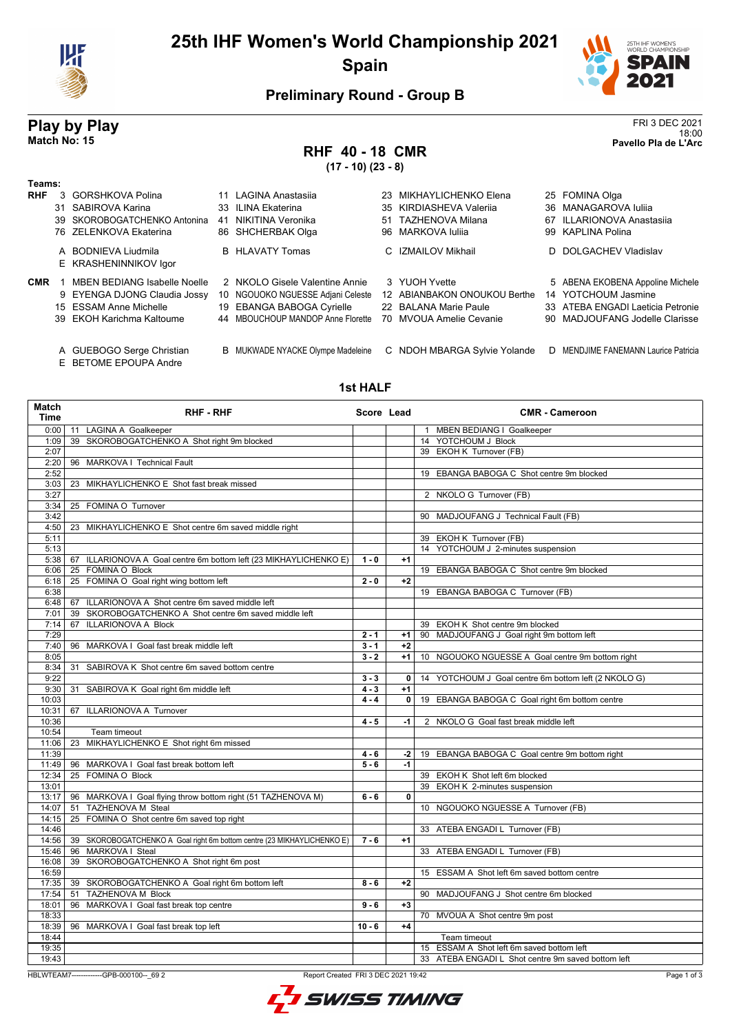# 25th IHF Women's World Championship 2021

## Spain

### Preliminary Round - Group B

## Play by Play

**Match No: 15**

FRI 3 DEC 2021
18:00
**Pavello Pla de L'Arc**

## RHF 40 - 18 CMR

**(17 - 10) (23 - 8)**

**Teams:**

**RHF**
3 GORSHKOVA Polina, 11 LAGINA Anastasiia, 23 MIKHAYLICHENKO Elena, 25 FOMINA Olga
31 SABIROVA Karina, 33 ILINA Ekaterina, 35 KIRDIASHEVA Valeriia, 36 MANAGAROVA Iuliia
39 SKOROBOGATCHENKO Antonina, 41 NIKITINA Veronika, 51 TAZHENOVA Milana, 67 ILLARIONOVA Anastasiia
76 ZELENKOVA Ekaterina, 86 SHCHERBAK Olga, 96 MARKOVA Iuliia, 99 KAPLINA Polina

A BODNIEVA Liudmila, B HLAVATY Tomas, C IZMAILOV Mikhail, D DOLGACHEV Vladislav
E KRASHENINNIKOV Igor

**CMR**
1 MBEN BEDIANG Isabelle Noelle, 2 NKOLO Gisele Valentine Annie, 3 YUOH Yvette, 5 ABENA EKOBENA Appoline Michele
9 EYENGA DJONG Claudia Jossy, 10 NGOUOKO NGUESSE Adjani Celeste, 12 ABIANBAKON ONOUKOU Berthe, 14 YOTCHOUM Jasmine
15 ESSAM Anne Michelle, 19 EBANGA BABOGA Cyrielle, 22 BALANA Marie Paule, 33 ATEBA ENGADI Laeticia Petronie
39 EKOH Karichma Kaltoume, 44 MBOUCHOUP MANDOP Anne Florette, 70 MVOUA Amelie Cevanie, 90 MADJOUFANG Jodelle Clarisse

A GUEBOGO Serge Christian, B MUKWADE NYACKE Olympe Madeleine, C NDOH MBARGA Sylvie Yolande, D MENDJIME FANEMANN Laurice Patricia
E BETOME EPOUPA Andre

## 1st HALF

| Match Time | RHF - RHF | Score | Lead | CMR - Cameroon |
|---|---|---|---|---|
| 0:00 | 11 LAGINA A Goalkeeper | | | 1 MBEN BEDIANG I Goalkeeper |
| 1:09 | 39 SKOROBOGATCHENKO A Shot right 9m blocked | | | 14 YOTCHOUM J Block |
| 2:07 | | | | 39 EKOH K Turnover (FB) |
| 2:20 | 96 MARKOVA I Technical Fault | | | |
| 2:52 | | | | 19 EBANGA BABOGA C Shot centre 9m blocked |
| 3:03 | 23 MIKHAYLICHENKO E Shot fast break missed | | | |
| 3:27 | | | | 2 NKOLO G Turnover (FB) |
| 3:34 | 25 FOMINA O Turnover | | | |
| 3:42 | | | | 90 MADJOUFANG J Technical Fault (FB) |
| 4:50 | 23 MIKHAYLICHENKO E Shot centre 6m saved middle right | | | |
| 5:11 | | | | 39 EKOH K Turnover (FB) |
| 5:13 | | | | 14 YOTCHOUM J 2-minutes suspension |
| 5:38 | 67 ILLARIONOVA A Goal centre 6m bottom left (23 MIKHAYLICHENKO E) | 1 - 0 | +1 | |
| 6:06 | 25 FOMINA O Block | | | 19 EBANGA BABOGA C Shot centre 9m blocked |
| 6:18 | 25 FOMINA O Goal right wing bottom left | 2 - 0 | +2 | |
| 6:38 | | | | 19 EBANGA BABOGA C Turnover (FB) |
| 6:48 | 67 ILLARIONOVA A Shot centre 6m saved middle left | | | |
| 7:01 | 39 SKOROBOGATCHENKO A Shot centre 6m saved middle left | | | |
| 7:14 | 67 ILLARIONOVA A Block | | | 39 EKOH K Shot centre 9m blocked |
| 7:29 | | 2 - 1 | +1 | 90 MADJOUFANG J Goal right 9m bottom left |
| 7:40 | 96 MARKOVA I Goal fast break middle left | 3 - 1 | +2 | |
| 8:05 | | 3 - 2 | +1 | 10 NGOUOKO NGUESSE A Goal centre 9m bottom right |
| 8:34 | 31 SABIROVA K Shot centre 6m saved bottom centre | | | |
| 9:22 | | 3 - 3 | 0 | 14 YOTCHOUM J Goal centre 6m bottom left (2 NKOLO G) |
| 9:30 | 31 SABIROVA K Goal right 6m middle left | 4 - 3 | +1 | |
| 10:03 | | 4 - 4 | 0 | 19 EBANGA BABOGA C Goal right 6m bottom centre |
| 10:31 | 67 ILLARIONOVA A Turnover | | | |
| 10:36 | | 4 - 5 | -1 | 2 NKOLO G Goal fast break middle left |
| 10:54 | Team timeout | | | |
| 11:06 | 23 MIKHAYLICHENKO E Shot right 6m missed | | | |
| 11:39 | | 4 - 6 | -2 | 19 EBANGA BABOGA C Goal centre 9m bottom right |
| 11:49 | 96 MARKOVA I Goal fast break bottom left | 5 - 6 | -1 | |
| 12:34 | 25 FOMINA O Block | | | 39 EKOH K Shot left 6m blocked |
| 13:01 | | | | 39 EKOH K 2-minutes suspension |
| 13:17 | 96 MARKOVA I Goal flying throw bottom right (51 TAZHENOVA M) | 6 - 6 | 0 | |
| 14:07 | 51 TAZHENOVA M Steal | | | 10 NGOUOKO NGUESSE A Turnover (FB) |
| 14:15 | 25 FOMINA O Shot centre 6m saved top right | | | |
| 14:46 | | | | 33 ATEBA ENGADI L Turnover (FB) |
| 14:56 | 39 SKOROBOGATCHENKO A Goal right 6m bottom centre (23 MIKHAYLICHENKO E) | 7 - 6 | +1 | |
| 15:46 | 96 MARKOVA I Steal | | | 33 ATEBA ENGADI L Turnover (FB) |
| 16:08 | 39 SKOROBOGATCHENKO A Shot right 6m post | | | |
| 16:59 | | | | 15 ESSAM A Shot left 6m saved bottom centre |
| 17:35 | 39 SKOROBOGATCHENKO A Goal right 6m bottom left | 8 - 6 | +2 | |
| 17:54 | 51 TAZHENOVA M Block | | | 90 MADJOUFANG J Shot centre 6m blocked |
| 18:01 | 96 MARKOVA I Goal fast break top centre | 9 - 6 | +3 | |
| 18:33 | | | | 70 MVOUA A Shot centre 9m post |
| 18:39 | 96 MARKOVA I Goal fast break top left | 10 - 6 | +4 | |
| 18:44 | | | | Team timeout |
| 19:35 | | | | 15 ESSAM A Shot left 6m saved bottom left |
| 19:43 | | | | 33 ATEBA ENGADI L Shot centre 9m saved bottom left |

HBLWTEAM7-------------GPB-000100--_69 2 Report Created FRI 3 DEC 2021 19:42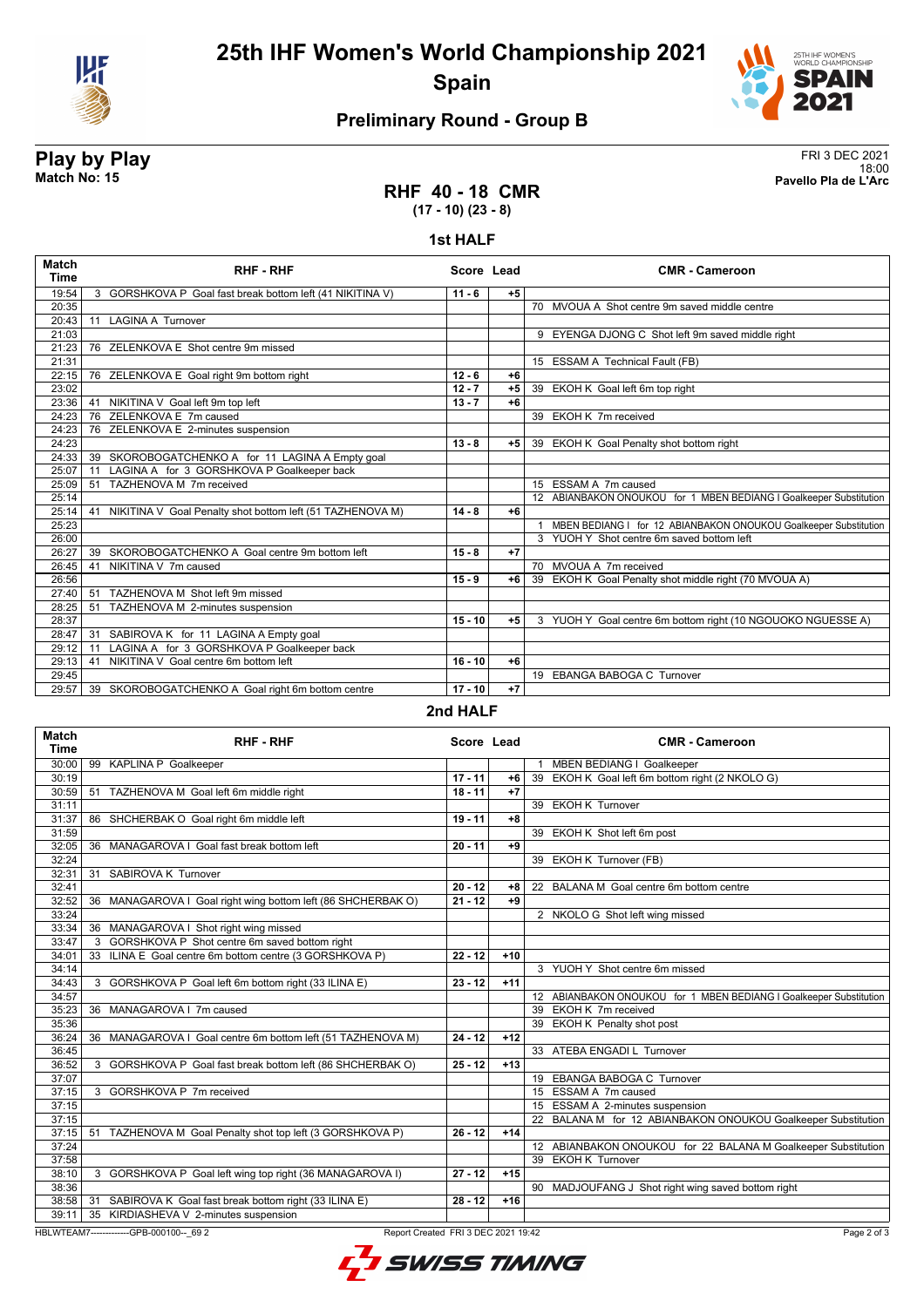# 25th IHF Women's World Championship 2021

## Spain

### Preliminary Round - Group B

**Play by Play**
**Match No: 15**

FRI 3 DEC 2021
18:00
**Pavello Pla de L'Arc**

## RHF 40 - 18 CMR
**(17 - 10) (23 - 8)**

### 1st HALF

| Match Time | RHF - RHF | Score | Lead | CMR - Cameroon |
|---|---|---|---|---|
| 19:54 | 3 GORSHKOVA P Goal fast break bottom left (41 NIKITINA V) | 11 - 6 | +5 | |
| 20:35 | | | | 70 MVOUA A Shot centre 9m saved middle centre |
| 20:43 | 11 LAGINA A Turnover | | | |
| 21:03 | | | | 9 EYENGA DJONG C Shot left 9m saved middle right |
| 21:23 | 76 ZELENKOVA E Shot centre 9m missed | | | |
| 21:31 | | | | 15 ESSAM A Technical Fault (FB) |
| 22:15 | 76 ZELENKOVA E Goal right 9m bottom right | 12 - 6 | +6 | |
| 23:02 | | 12 - 7 | +5 | 39 EKOH K Goal left 6m top right |
| 23:36 | 41 NIKITINA V Goal left 9m top left | 13 - 7 | +6 | |
| 24:23 | 76 ZELENKOVA E 7m caused | | | 39 EKOH K 7m received |
| 24:23 | 76 ZELENKOVA E 2-minutes suspension | | | |
| 24:23 | | 13 - 8 | +5 | 39 EKOH K Goal Penalty shot bottom right |
| 24:33 | 39 SKOROBOGATCHENKO A for 11 LAGINA A Empty goal | | | |
| 25:07 | 11 LAGINA A for 3 GORSHKOVA P Goalkeeper back | | | |
| 25:09 | 51 TAZHENOVA M 7m received | | | 15 ESSAM A 7m caused |
| 25:14 | | | | 12 ABIANBAKON ONOUKOU for 1 MBEN BEDIANG I Goalkeeper Substitution |
| 25:14 | 41 NIKITINA V Goal Penalty shot bottom left (51 TAZHENOVA M) | 14 - 8 | +6 | |
| 25:23 | | | | 1 MBEN BEDIANG I for 12 ABIANBAKON ONOUKOU Goalkeeper Substitution |
| 26:00 | | | | 3 YUOH Y Shot centre 6m saved bottom left |
| 26:27 | 39 SKOROBOGATCHENKO A Goal centre 9m bottom left | 15 - 8 | +7 | |
| 26:45 | 41 NIKITINA V 7m caused | | | 70 MVOUA A 7m received |
| 26:56 | | 15 - 9 | +6 | 39 EKOH K Goal Penalty shot middle right (70 MVOUA A) |
| 27:40 | 51 TAZHENOVA M Shot left 9m missed | | | |
| 28:25 | 51 TAZHENOVA M 2-minutes suspension | | | |
| 28:37 | | 15 - 10 | +5 | 3 YUOH Y Goal centre 6m bottom right (10 NGOUOKO NGUESSE A) |
| 28:47 | 31 SABIROVA K for 11 LAGINA A Empty goal | | | |
| 29:12 | 11 LAGINA A for 3 GORSHKOVA P Goalkeeper back | | | |
| 29:13 | 41 NIKITINA V Goal centre 6m bottom left | 16 - 10 | +6 | |
| 29:45 | | | | 19 EBANGA BABOGA C Turnover |
| 29:57 | 39 SKOROBOGATCHENKO A Goal right 6m bottom centre | 17 - 10 | +7 | |

### 2nd HALF

| Match Time | RHF - RHF | Score | Lead | CMR - Cameroon |
|---|---|---|---|---|
| 30:00 | 99 KAPLINA P Goalkeeper | | | 1 MBEN BEDIANG I Goalkeeper |
| 30:19 | | 17 - 11 | +6 | 39 EKOH K Goal left 6m bottom right (2 NKOLO G) |
| 30:59 | 51 TAZHENOVA M Goal left 6m middle right | 18 - 11 | +7 | |
| 31:11 | | | | 39 EKOH K Turnover |
| 31:37 | 86 SHCHERBAK O Goal right 6m middle left | 19 - 11 | +8 | |
| 31:59 | | | | 39 EKOH K Shot left 6m post |
| 32:05 | 36 MANAGAROVA I Goal fast break bottom left | 20 - 11 | +9 | |
| 32:24 | | | | 39 EKOH K Turnover (FB) |
| 32:31 | 31 SABIROVA K Turnover | | | |
| 32:41 | | 20 - 12 | +8 | 22 BALANA M Goal centre 6m bottom centre |
| 32:52 | 36 MANAGAROVA I Goal right wing bottom left (86 SHCHERBAK O) | 21 - 12 | +9 | |
| 33:24 | | | | 2 NKOLO G Shot left wing missed |
| 33:34 | 36 MANAGAROVA I Shot right wing missed | | | |
| 33:47 | 3 GORSHKOVA P Shot centre 6m saved bottom right | | | |
| 34:01 | 33 ILINA E Goal centre 6m bottom centre (3 GORSHKOVA P) | 22 - 12 | +10 | |
| 34:14 | | | | 3 YUOH Y Shot centre 6m missed |
| 34:43 | 3 GORSHKOVA P Goal left 6m bottom right (33 ILINA E) | 23 - 12 | +11 | |
| 34:57 | | | | 12 ABIANBAKON ONOUKOU for 1 MBEN BEDIANG I Goalkeeper Substitution |
| 35:23 | 36 MANAGAROVA I 7m caused | | | 39 EKOH K 7m received |
| 35:36 | | | | 39 EKOH K Penalty shot post |
| 36:24 | 36 MANAGAROVA I Goal centre 6m bottom left (51 TAZHENOVA M) | 24 - 12 | +12 | |
| 36:45 | | | | 33 ATEBA ENGADI L Turnover |
| 36:52 | 3 GORSHKOVA P Goal fast break bottom left (86 SHCHERBAK O) | 25 - 12 | +13 | |
| 37:07 | | | | 19 EBANGA BABOGA C Turnover |
| 37:15 | 3 GORSHKOVA P 7m received | | | 15 ESSAM A 7m caused |
| 37:15 | | | | 15 ESSAM A 2-minutes suspension |
| 37:15 | | | | 22 BALANA M for 12 ABIANBAKON ONOUKOU Goalkeeper Substitution |
| 37:15 | 51 TAZHENOVA M Goal Penalty shot top left (3 GORSHKOVA P) | 26 - 12 | +14 | |
| 37:24 | | | | 12 ABIANBAKON ONOUKOU for 22 BALANA M Goalkeeper Substitution |
| 37:58 | | | | 39 EKOH K Turnover |
| 38:10 | 3 GORSHKOVA P Goal left wing top right (36 MANAGAROVA I) | 27 - 12 | +15 | |
| 38:36 | | | | 90 MADJOUFANG J Shot right wing saved bottom right |
| 38:58 | 31 SABIROVA K Goal fast break bottom right (33 ILINA E) | 28 - 12 | +16 | |
| 39:11 | 35 KIRDIASHEVA V 2-minutes suspension | | | |

HBLWTEAM7-------------GPB-000100--_69 2 Report Created FRI 3 DEC 2021 19:42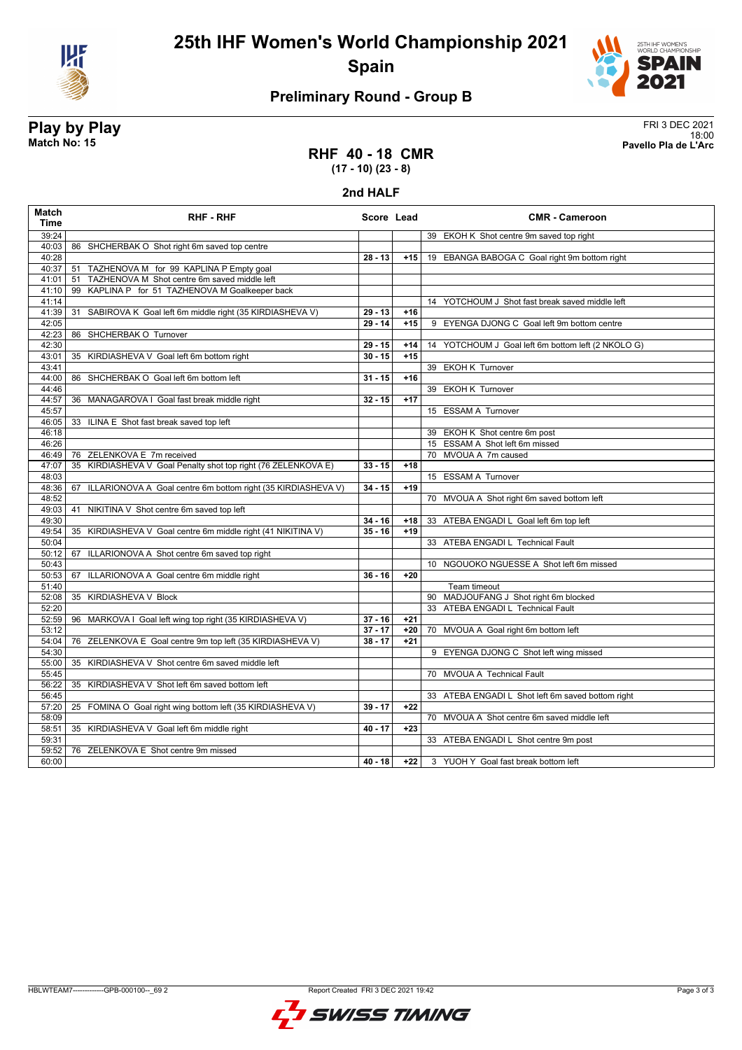# 25th IHF Women's World Championship 2021

## Spain

### Preliminary Round - Group B

**Play by Play**
**Match No: 15**

FRI 3 DEC 2021
18:00
**Pavello Pla de L'Arc**

## RHF 40 - 18 CMR

**(17 - 10) (23 - 8)**

### 2nd HALF

| Match Time | RHF - RHF | Score | Lead | CMR - Cameroon |
|---|---|---|---|---|
| 39:24 | | | | 39 EKOH K Shot centre 9m saved top right |
| 40:03 | 86 SHCHERBAK O Shot right 6m saved top centre | | | |
| 40:28 | | 28 - 13 | +15 | 19 EBANGA BABOGA C Goal right 9m bottom right |
| 40:37 | 51 TAZHENOVA M for 99 KAPLINA P Empty goal | | | |
| 41:01 | 51 TAZHENOVA M Shot centre 6m saved middle left | | | |
| 41:10 | 99 KAPLINA P for 51 TAZHENOVA M Goalkeeper back | | | |
| 41:14 | | | | 14 YOTCHOUM J Shot fast break saved middle left |
| 41:39 | 31 SABIROVA K Goal left 6m middle right (35 KIRDIASHEVA V) | 29 - 13 | +16 | |
| 42:05 | | 29 - 14 | +15 | 9 EYENGA DJONG C Goal left 9m bottom centre |
| 42:23 | 86 SHCHERBAK O Turnover | | | |
| 42:30 | | 29 - 15 | +14 | 14 YOTCHOUM J Goal left 6m bottom left (2 NKOLO G) |
| 43:01 | 35 KIRDIASHEVA V Goal left 6m bottom right | 30 - 15 | +15 | |
| 43:41 | | | | 39 EKOH K Turnover |
| 44:00 | 86 SHCHERBAK O Goal left 6m bottom left | 31 - 15 | +16 | |
| 44:46 | | | | 39 EKOH K Turnover |
| 44:57 | 36 MANAGAROVA I Goal fast break middle right | 32 - 15 | +17 | |
| 45:57 | | | | 15 ESSAM A Turnover |
| 46:05 | 33 ILINA E Shot fast break saved top left | | | |
| 46:18 | | | | 39 EKOH K Shot centre 6m post |
| 46:26 | | | | 15 ESSAM A Shot left 6m missed |
| 46:49 | 76 ZELENKOVA E 7m received | | | 70 MVOUA A 7m caused |
| 47:07 | 35 KIRDIASHEVA V Goal Penalty shot top right (76 ZELENKOVA E) | 33 - 15 | +18 | |
| 48:03 | | | | 15 ESSAM A Turnover |
| 48:36 | 67 ILLARIONOVA A Goal centre 6m bottom right (35 KIRDIASHEVA V) | 34 - 15 | +19 | |
| 48:52 | | | | 70 MVOUA A Shot right 6m saved bottom left |
| 49:03 | 41 NIKITINA V Shot centre 6m saved top left | | | |
| 49:30 | | 34 - 16 | +18 | 33 ATEBA ENGADI L Goal left 6m top left |
| 49:54 | 35 KIRDIASHEVA V Goal centre 6m middle right (41 NIKITINA V) | 35 - 16 | +19 | |
| 50:04 | | | | 33 ATEBA ENGADI L Technical Fault |
| 50:12 | 67 ILLARIONOVA A Shot centre 6m saved top right | | | |
| 50:43 | | | | 10 NGOUOKO NGUESSE A Shot left 6m missed |
| 50:53 | 67 ILLARIONOVA A Goal centre 6m middle right | 36 - 16 | +20 | |
| 51:40 | | | | Team timeout |
| 52:08 | 35 KIRDIASHEVA V Block | | | 90 MADJOUFANG J Shot right 6m blocked |
| 52:20 | | | | 33 ATEBA ENGADI L Technical Fault |
| 52:59 | 96 MARKOVA I Goal left wing top right (35 KIRDIASHEVA V) | 37 - 16 | +21 | |
| 53:12 | | 37 - 17 | +20 | 70 MVOUA A Goal right 6m bottom left |
| 54:04 | 76 ZELENKOVA E Goal centre 9m top left (35 KIRDIASHEVA V) | 38 - 17 | +21 | |
| 54:30 | | | | 9 EYENGA DJONG C Shot left wing missed |
| 55:00 | 35 KIRDIASHEVA V Shot centre 6m saved middle left | | | |
| 55:45 | | | | 70 MVOUA A Technical Fault |
| 56:22 | 35 KIRDIASHEVA V Shot left 6m saved bottom left | | | |
| 56:45 | | | | 33 ATEBA ENGADI L Shot left 6m saved bottom right |
| 57:20 | 25 FOMINA O Goal right wing bottom left (35 KIRDIASHEVA V) | 39 - 17 | +22 | |
| 58:09 | | | | 70 MVOUA A Shot centre 6m saved middle left |
| 58:51 | 35 KIRDIASHEVA V Goal left 6m middle right | 40 - 17 | +23 | |
| 59:31 | | | | 33 ATEBA ENGADI L Shot centre 9m post |
| 59:52 | 76 ZELENKOVA E Shot centre 9m missed | | | |
| 60:00 | | 40 - 18 | +22 | 3 YUOH Y Goal fast break bottom left |

HBLWTEAM7-------------GPB-000100--_69 2 Report Created FRI 3 DEC 2021 19:42